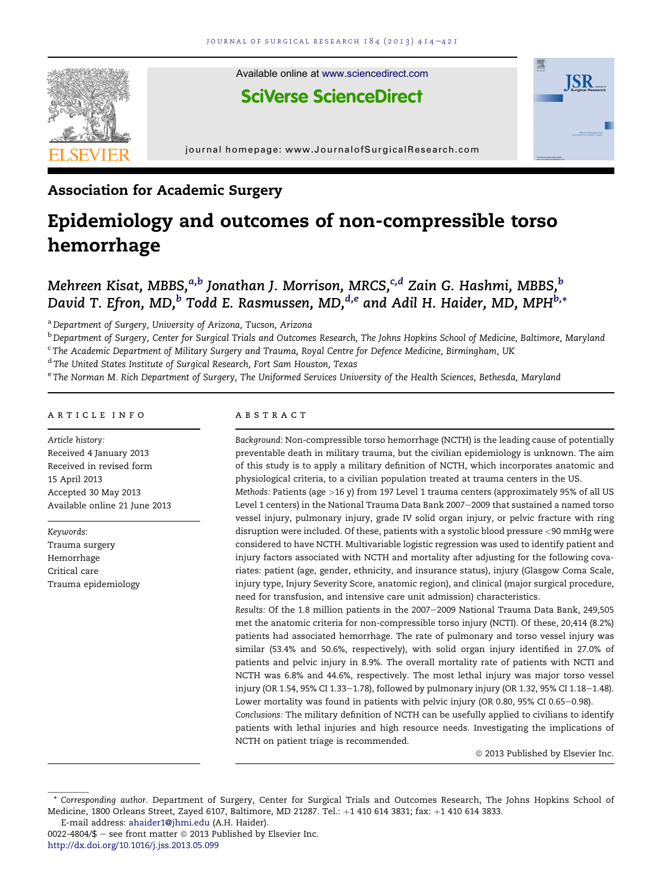Association for Academic Surgery

# Epidemiology and outcomes of non-compressible torso hemorrhage

Mehreen Kisat, MBBS,[a,b] Jonathan J. Morrison, MRCS,[c,d] Zain G. Hashmi, MBBS,[b] David T. Efron, MD,[b] Todd E. Rasmussen, MD,[d,e] and Adil H. Haider, MD, MPH[b,*]

[a] Department of Surgery, University of Arizona, Tucson, Arizona
[b] Department of Surgery, Center for Surgical Trials and Outcomes Research, The Johns Hopkins School of Medicine, Baltimore, Maryland
[c] The Academic Department of Military Surgery and Trauma, Royal Centre for Defence Medicine, Birmingham, UK
[d] The United States Institute of Surgical Research, Fort Sam Houston, Texas
[e] The Norman M. Rich Department of Surgery, The Uniformed Services University of the Health Sciences, Bethesda, Maryland

## ARTICLE INFO

*Article history:*
Received 4 January 2013
Received in revised form 15 April 2013
Accepted 30 May 2013
Available online 21 June 2013

*Keywords:*
Trauma surgery
Hemorrhage
Critical care
Trauma epidemiology

## ABSTRACT

*Background:* Non-compressible torso hemorrhage (NCTH) is the leading cause of potentially preventable death in military trauma, but the civilian epidemiology is unknown. The aim of this study is to apply a military definition of NCTH, which incorporates anatomic and physiological criteria, to a civilian population treated at trauma centers in the US.

*Methods:* Patients (age >16 y) from 197 Level 1 trauma centers (approximately 95% of all US Level 1 centers) in the National Trauma Data Bank 2007–2009 that sustained a named torso vessel injury, pulmonary injury, grade IV solid organ injury, or pelvic fracture with ring disruption were included. Of these, patients with a systolic blood pressure <90 mmHg were considered to have NCTH. Multivariable logistic regression was used to identify patient and injury factors associated with NCTH and mortality after adjusting for the following covariates: patient (age, gender, ethnicity, and insurance status), injury (Glasgow Coma Scale, injury type, Injury Severity Score, anatomic region), and clinical (major surgical procedure, need for transfusion, and intensive care unit admission) characteristics.

*Results:* Of the 1.8 million patients in the 2007–2009 National Trauma Data Bank, 249,505 met the anatomic criteria for non-compressible torso injury (NCTI). Of these, 20,414 (8.2%) patients had associated hemorrhage. The rate of pulmonary and torso vessel injury was similar (53.4% and 50.6%, respectively), with solid organ injury identified in 27.0% of patients and pelvic injury in 8.9%. The overall mortality rate of patients with NCTI and NCTH was 6.8% and 44.6%, respectively. The most lethal injury was major torso vessel injury (OR 1.54, 95% CI 1.33–1.78), followed by pulmonary injury (OR 1.32, 95% CI 1.18–1.48). Lower mortality was found in patients with pelvic injury (OR 0.80, 95% CI 0.65–0.98).

*Conclusions:* The military definition of NCTH can be usefully applied to civilians to identify patients with lethal injuries and high resource needs. Investigating the implications of NCTH on patient triage is recommended.

© 2013 Published by Elsevier Inc.

---

\* *Corresponding author.* Department of Surgery, Center for Surgical Trials and Outcomes Research, The Johns Hopkins School of Medicine, 1800 Orleans Street, Zayed 6107, Baltimore, MD 21287. Tel.: +1 410 614 3831; fax: +1 410 614 3833.
E-mail address: ahaider1@jhmi.edu (A.H. Haider).

0022-4804/$ – see front matter © 2013 Published by Elsevier Inc.
http://dx.doi.org/10.1016/j.jss.2013.05.099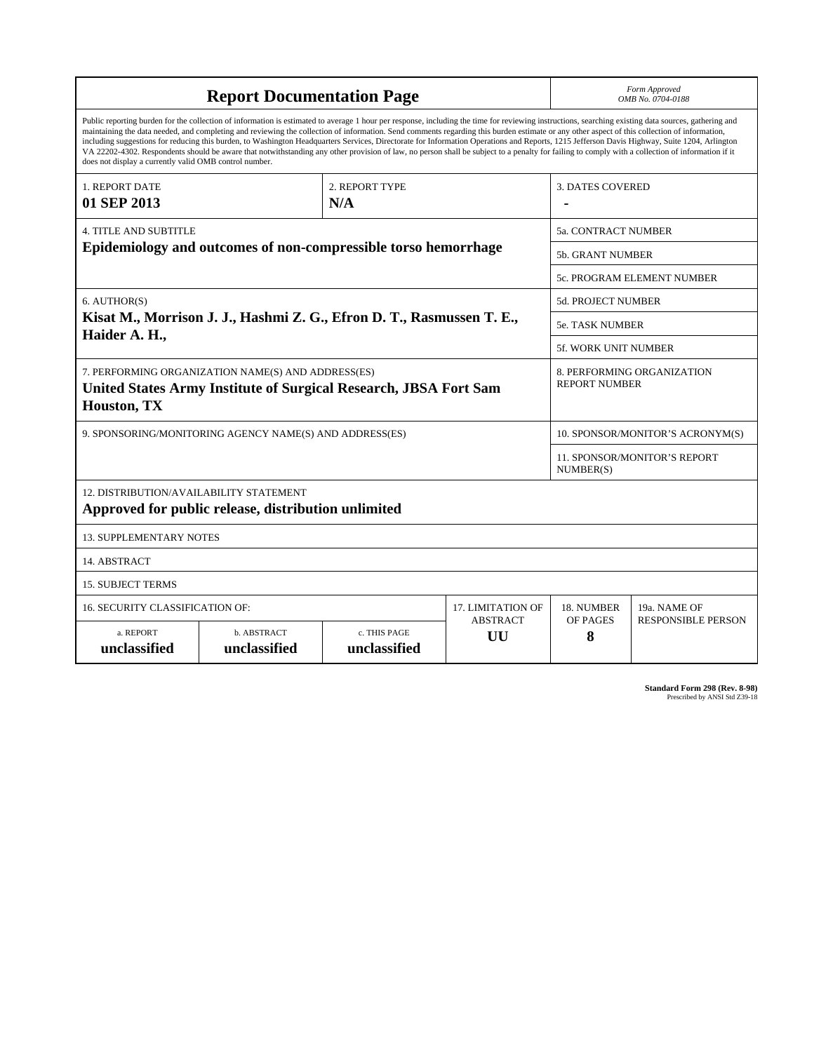# Report Documentation Page

*Form Approved*
*OMB No. 0704-0188*

Public reporting burden for the collection of information is estimated to average 1 hour per response, including the time for reviewing instructions, searching existing data sources, gathering and maintaining the data needed, and completing and reviewing the collection of information. Send comments regarding this burden estimate or any other aspect of this collection of information, including suggestions for reducing this burden, to Washington Headquarters Services, Directorate for Information Operations and Reports, 1215 Jefferson Davis Highway, Suite 1204, Arlington VA 22202-4302. Respondents should be aware that notwithstanding any other provision of law, no person shall be subject to a penalty for failing to comply with a collection of information if it does not display a currently valid OMB control number.

| 1. REPORT DATE | 2. REPORT TYPE | 3. DATES COVERED |
|---|---|---|
| **01 SEP 2013** | **N/A** | **-** |

| 4. TITLE AND SUBTITLE | |
|---|---|
| **Epidemiology and outcomes of non-compressible torso hemorrhage** | 5a. CONTRACT NUMBER |
| | 5b. GRANT NUMBER |
| | 5c. PROGRAM ELEMENT NUMBER |
| 6. AUTHOR(S) | 5d. PROJECT NUMBER |
| **Kisat M., Morrison J. J., Hashmi Z. G., Efron D. T., Rasmussen T. E., Haider A. H.,** | 5e. TASK NUMBER |
| | 5f. WORK UNIT NUMBER |
| 7. PERFORMING ORGANIZATION NAME(S) AND ADDRESS(ES) **United States Army Institute of Surgical Research, JBSA Fort Sam Houston, TX** | 8. PERFORMING ORGANIZATION REPORT NUMBER |
| 9. SPONSORING/MONITORING AGENCY NAME(S) AND ADDRESS(ES) | 10. SPONSOR/MONITOR'S ACRONYM(S) |
| | 11. SPONSOR/MONITOR'S REPORT NUMBER(S) |

12. DISTRIBUTION/AVAILABILITY STATEMENT
**Approved for public release, distribution unlimited**

13. SUPPLEMENTARY NOTES

14. ABSTRACT

15. SUBJECT TERMS

| 16. SECURITY CLASSIFICATION OF: | | | 17. LIMITATION OF ABSTRACT | 18. NUMBER OF PAGES | 19a. NAME OF RESPONSIBLE PERSON |
|---|---|---|---|---|---|
| a. REPORT | b. ABSTRACT | c. THIS PAGE | | | |
| **unclassified** | **unclassified** | **unclassified** | **UU** | **8** | |

**Standard Form 298 (Rev. 8-98)**
Prescribed by ANSI Std Z39-18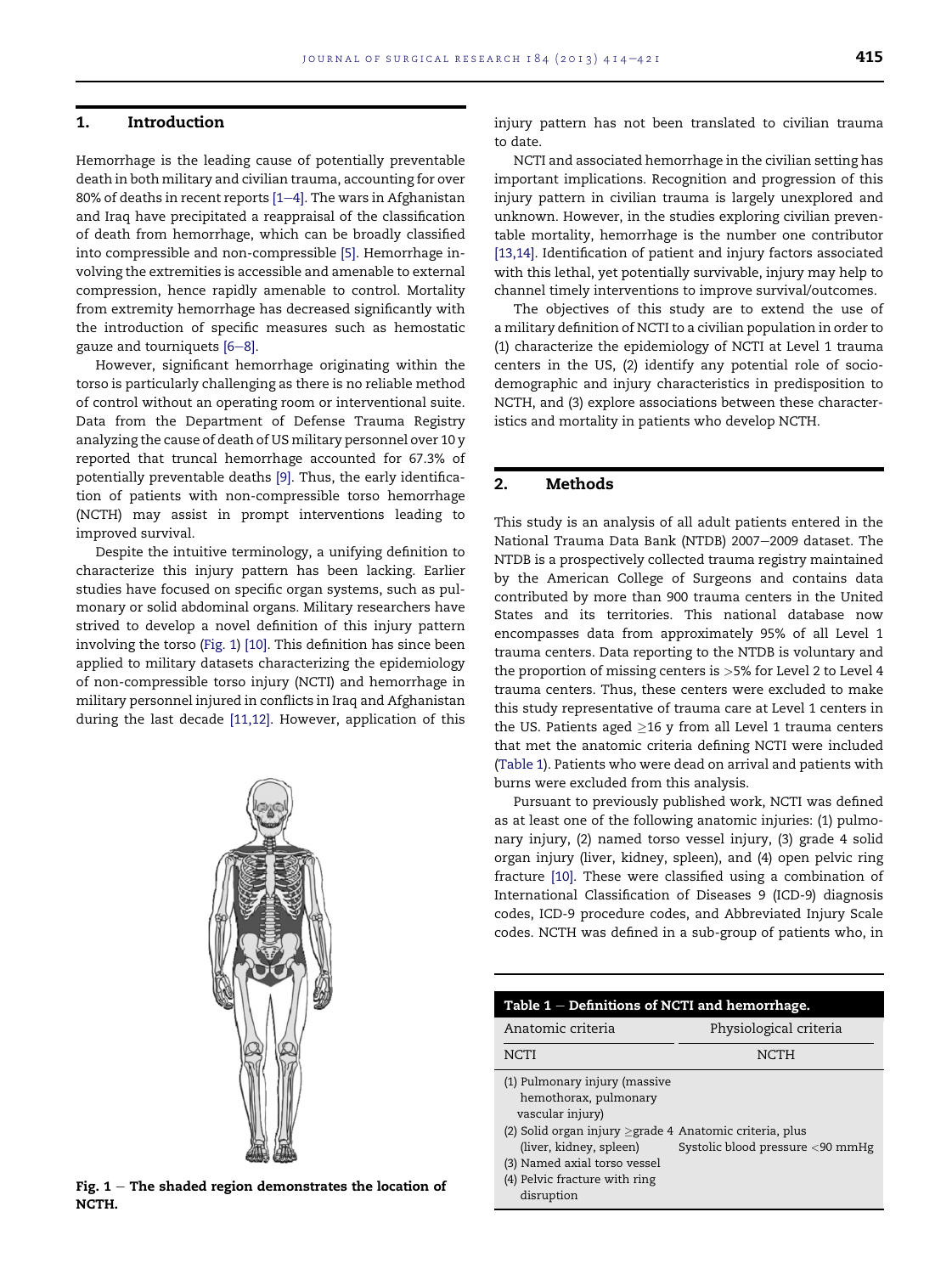## 1. Introduction

Hemorrhage is the leading cause of potentially preventable death in both military and civilian trauma, accounting for over 80% of deaths in recent reports [1–4]. The wars in Afghanistan and Iraq have precipitated a reappraisal of the classification of death from hemorrhage, which can be broadly classified into compressible and non-compressible [5]. Hemorrhage involving the extremities is accessible and amenable to external compression, hence rapidly amenable to control. Mortality from extremity hemorrhage has decreased significantly with the introduction of specific measures such as hemostatic gauze and tourniquets [6–8].

However, significant hemorrhage originating within the torso is particularly challenging as there is no reliable method of control without an operating room or interventional suite. Data from the Department of Defense Trauma Registry analyzing the cause of death of US military personnel over 10 y reported that truncal hemorrhage accounted for 67.3% of potentially preventable deaths [9]. Thus, the early identification of patients with non-compressible torso hemorrhage (NCTH) may assist in prompt interventions leading to improved survival.

Despite the intuitive terminology, a unifying definition to characterize this injury pattern has been lacking. Earlier studies have focused on specific organ systems, such as pulmonary or solid abdominal organs. Military researchers have strived to develop a novel definition of this injury pattern involving the torso (Fig. 1) [10]. This definition has since been applied to military datasets characterizing the epidemiology of non-compressible torso injury (NCTI) and hemorrhage in military personnel injured in conflicts in Iraq and Afghanistan during the last decade [11,12]. However, application of this injury pattern has not been translated to civilian trauma to date.

NCTI and associated hemorrhage in the civilian setting has important implications. Recognition and progression of this injury pattern in civilian trauma is largely unexplored and unknown. However, in the studies exploring civilian preventable mortality, hemorrhage is the number one contributor [13,14]. Identification of patient and injury factors associated with this lethal, yet potentially survivable, injury may help to channel timely interventions to improve survival/outcomes.

The objectives of this study are to extend the use of a military definition of NCTI to a civilian population in order to (1) characterize the epidemiology of NCTI at Level 1 trauma centers in the US, (2) identify any potential role of socio-demographic and injury characteristics in predisposition to NCTH, and (3) explore associations between these characteristics and mortality in patients who develop NCTH.

Fig. 1 – The shaded region demonstrates the location of NCTH.

## 2. Methods

This study is an analysis of all adult patients entered in the National Trauma Data Bank (NTDB) 2007–2009 dataset. The NTDB is a prospectively collected trauma registry maintained by the American College of Surgeons and contains data contributed by more than 900 trauma centers in the United States and its territories. This national database now encompasses data from approximately 95% of all Level 1 trauma centers. Data reporting to the NTDB is voluntary and the proportion of missing centers is >5% for Level 2 to Level 4 trauma centers. Thus, these centers were excluded to make this study representative of trauma care at Level 1 centers in the US. Patients aged ≥16 y from all Level 1 trauma centers that met the anatomic criteria defining NCTI were included (Table 1). Patients who were dead on arrival and patients with burns were excluded from this analysis.

Pursuant to previously published work, NCTI was defined as at least one of the following anatomic injuries: (1) pulmonary injury, (2) named torso vessel injury, (3) grade 4 solid organ injury (liver, kidney, spleen), and (4) open pelvic ring fracture [10]. These were classified using a combination of International Classification of Diseases 9 (ICD-9) diagnosis codes, ICD-9 procedure codes, and Abbreviated Injury Scale codes. NCTH was defined in a sub-group of patients who, in

**Table 1 – Definitions of NCTI and hemorrhage.**

| Anatomic criteria | Physiological criteria |
|---|---|
| NCTI | NCTH |
| (1) Pulmonary injury (massive hemothorax, pulmonary vascular injury)<br>(2) Solid organ injury ≥grade 4 (liver, kidney, spleen)<br>(3) Named axial torso vessel<br>(4) Pelvic fracture with ring disruption | Anatomic criteria, plus Systolic blood pressure <90 mmHg |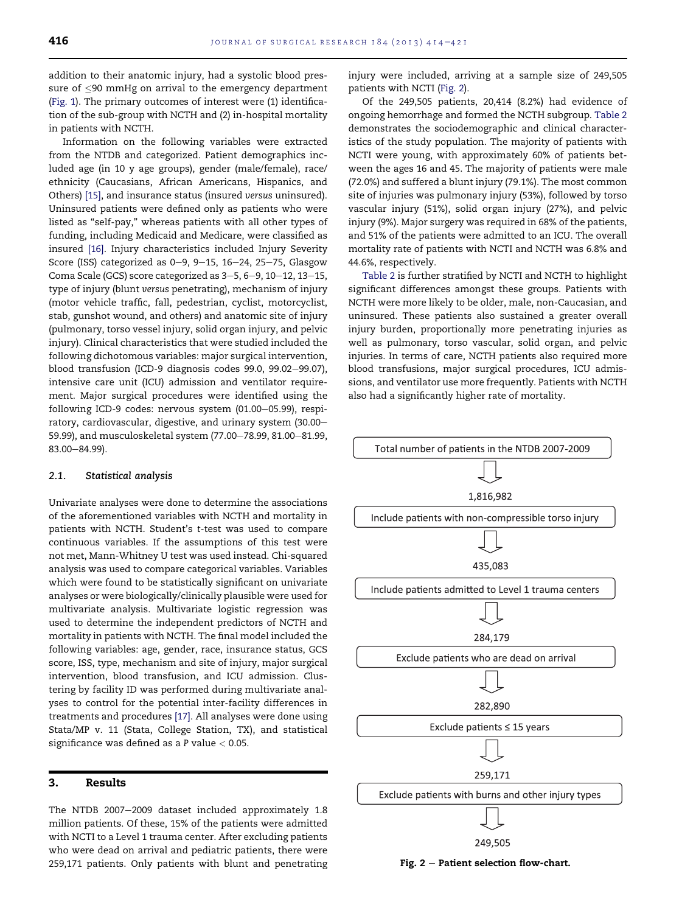addition to their anatomic injury, had a systolic blood pressure of ≤90 mmHg on arrival to the emergency department (Fig. 1). The primary outcomes of interest were (1) identification of the sub-group with NCTH and (2) in-hospital mortality in patients with NCTH.

Information on the following variables were extracted from the NTDB and categorized. Patient demographics included age (in 10 y age groups), gender (male/female), race/ethnicity (Caucasians, African Americans, Hispanics, and Others) [15], and insurance status (insured *versus* uninsured). Uninsured patients were defined only as patients who were listed as "self-pay," whereas patients with all other types of funding, including Medicaid and Medicare, were classified as insured [16]. Injury characteristics included Injury Severity Score (ISS) categorized as 0–9, 9–15, 16–24, 25–75, Glasgow Coma Scale (GCS) score categorized as 3–5, 6–9, 10–12, 13–15, type of injury (blunt *versus* penetrating), mechanism of injury (motor vehicle traffic, fall, pedestrian, cyclist, motorcyclist, stab, gunshot wound, and others) and anatomic site of injury (pulmonary, torso vessel injury, solid organ injury, and pelvic injury). Clinical characteristics that were studied included the following dichotomous variables: major surgical intervention, blood transfusion (ICD-9 diagnosis codes 99.0, 99.02–99.07), intensive care unit (ICU) admission and ventilator requirement. Major surgical procedures were identified using the following ICD-9 codes: nervous system (01.00–05.99), respiratory, cardiovascular, digestive, and urinary system (30.00–59.99), and musculoskeletal system (77.00–78.99, 81.00–81.99, 83.00–84.99).

### 2.1. Statistical analysis

Univariate analyses were done to determine the associations of the aforementioned variables with NCTH and mortality in patients with NCTH. Student's *t*-test was used to compare continuous variables. If the assumptions of this test were not met, Mann-Whitney U test was used instead. Chi-squared analysis was used to compare categorical variables. Variables which were found to be statistically significant on univariate analyses or were biologically/clinically plausible were used for multivariate analysis. Multivariate logistic regression was used to determine the independent predictors of NCTH and mortality in patients with NCTH. The final model included the following variables: age, gender, race, insurance status, GCS score, ISS, type, mechanism and site of injury, major surgical intervention, blood transfusion, and ICU admission. Clustering by facility ID was performed during multivariate analyses to control for the potential inter-facility differences in treatments and procedures [17]. All analyses were done using Stata/MP v. 11 (Stata, College Station, TX), and statistical significance was defined as a *P* value $< 0.05$.

## 3. Results

The NTDB 2007–2009 dataset included approximately 1.8 million patients. Of these, 15% of the patients were admitted with NCTI to a Level 1 trauma center. After excluding patients who were dead on arrival and pediatric patients, there were 259,171 patients. Only patients with blunt and penetrating injury were included, arriving at a sample size of 249,505 patients with NCTI (Fig. 2).

Of the 249,505 patients, 20,414 (8.2%) had evidence of ongoing hemorrhage and formed the NCTH subgroup. Table 2 demonstrates the sociodemographic and clinical characteristics of the study population. The majority of patients with NCTI were young, with approximately 60% of patients between the ages 16 and 45. The majority of patients were male (72.0%) and suffered a blunt injury (79.1%). The most common site of injuries was pulmonary injury (53%), followed by torso vascular injury (51%), solid organ injury (27%), and pelvic injury (9%). Major surgery was required in 68% of the patients, and 51% of the patients were admitted to an ICU. The overall mortality rate of patients with NCTI and NCTH was 6.8% and 44.6%, respectively.

Table 2 is further stratified by NCTI and NCTH to highlight significant differences amongst these groups. Patients with NCTH were more likely to be older, male, non-Caucasian, and uninsured. These patients also sustained a greater overall injury burden, proportionally more penetrating injuries as well as pulmonary, torso vascular, solid organ, and pelvic injuries. In terms of care, NCTH patients also required more blood transfusions, major surgical procedures, ICU admissions, and ventilator use more frequently. Patients with NCTH also had a significantly higher rate of mortality.

Total number of patients in the NTDB 2007-2009

1,816,982

Include patients with non-compressible torso injury

435,083

Include patients admitted to Level 1 trauma centers

284,179

Exclude patients who are dead on arrival

282,890

Exclude patients ≤ 15 years

259,171

Exclude patients with burns and other injury types

249,505

**Fig. 2 – Patient selection flow-chart.**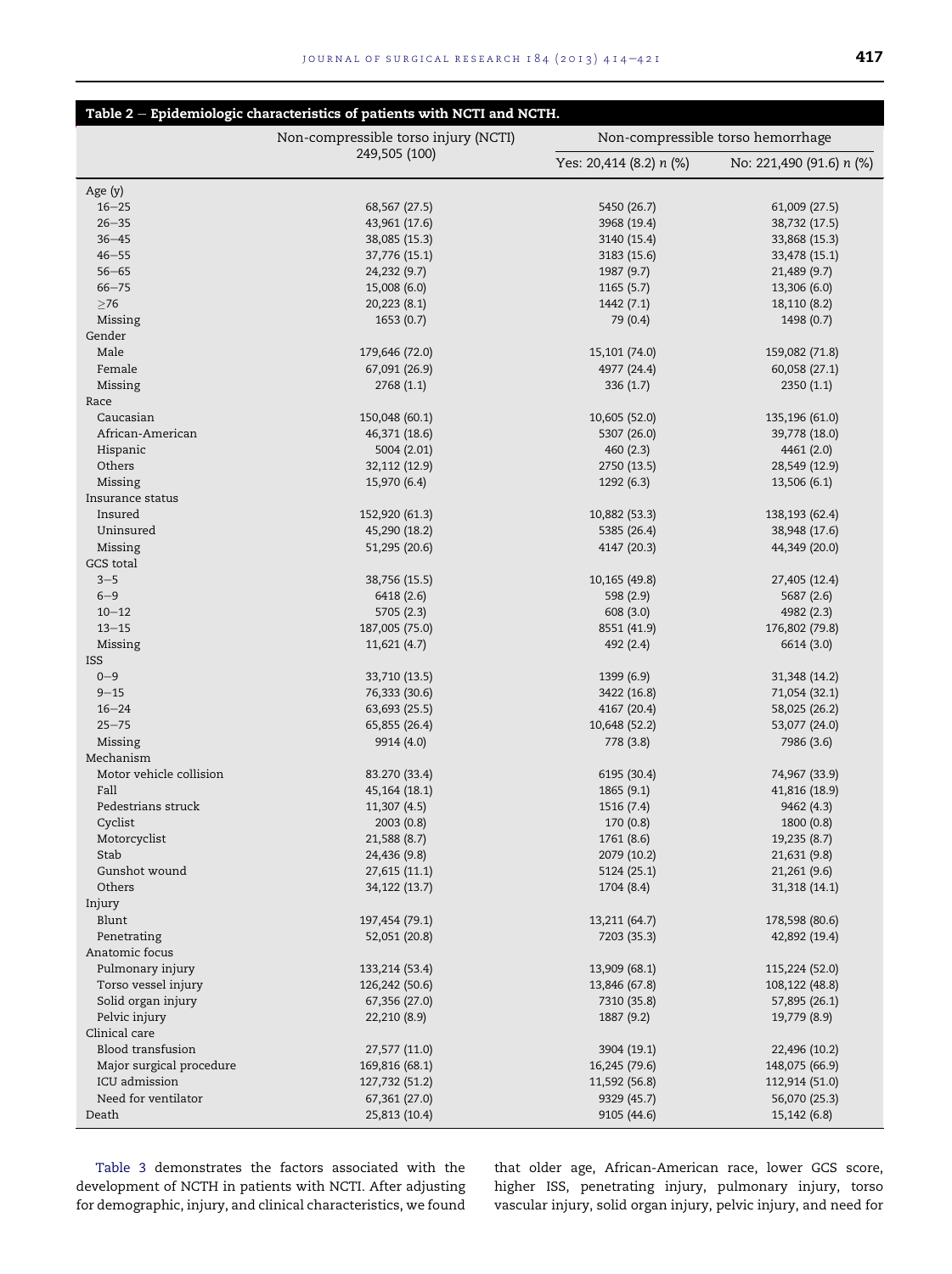**Table 2 – Epidemiologic characteristics of patients with NCTI and NCTH.**

| | Non-compressible torso injury (NCTI) 249,505 (100) | Non-compressible torso hemorrhage | |
|---|---|---|---|
| | | Yes: 20,414 (8.2) *n* (%) | No: 221,490 (91.6) *n* (%) |
| Age (y) | | | |
| 16–25 | 68,567 (27.5) | 5450 (26.7) | 61,009 (27.5) |
| 26–35 | 43,961 (17.6) | 3968 (19.4) | 38,732 (17.5) |
| 36–45 | 38,085 (15.3) | 3140 (15.4) | 33,868 (15.3) |
| 46–55 | 37,776 (15.1) | 3183 (15.6) | 33,478 (15.1) |
| 56–65 | 24,232 (9.7) | 1987 (9.7) | 21,489 (9.7) |
| 66–75 | 15,008 (6.0) | 1165 (5.7) | 13,306 (6.0) |
| ≥76 | 20,223 (8.1) | 1442 (7.1) | 18,110 (8.2) |
| Missing | 1653 (0.7) | 79 (0.4) | 1498 (0.7) |
| Gender | | | |
| Male | 179,646 (72.0) | 15,101 (74.0) | 159,082 (71.8) |
| Female | 67,091 (26.9) | 4977 (24.4) | 60,058 (27.1) |
| Missing | 2768 (1.1) | 336 (1.7) | 2350 (1.1) |
| Race | | | |
| Caucasian | 150,048 (60.1) | 10,605 (52.0) | 135,196 (61.0) |
| African-American | 46,371 (18.6) | 5307 (26.0) | 39,778 (18.0) |
| Hispanic | 5004 (2.01) | 460 (2.3) | 4461 (2.0) |
| Others | 32,112 (12.9) | 2750 (13.5) | 28,549 (12.9) |
| Missing | 15,970 (6.4) | 1292 (6.3) | 13,506 (6.1) |
| Insurance status | | | |
| Insured | 152,920 (61.3) | 10,882 (53.3) | 138,193 (62.4) |
| Uninsured | 45,290 (18.2) | 5385 (26.4) | 38,948 (17.6) |
| Missing | 51,295 (20.6) | 4147 (20.3) | 44,349 (20.0) |
| GCS total | | | |
| 3–5 | 38,756 (15.5) | 10,165 (49.8) | 27,405 (12.4) |
| 6–9 | 6418 (2.6) | 598 (2.9) | 5687 (2.6) |
| 10–12 | 5705 (2.3) | 608 (3.0) | 4982 (2.3) |
| 13–15 | 187,005 (75.0) | 8551 (41.9) | 176,802 (79.8) |
| Missing | 11,621 (4.7) | 492 (2.4) | 6614 (3.0) |
| ISS | | | |
| 0–9 | 33,710 (13.5) | 1399 (6.9) | 31,348 (14.2) |
| 9–15 | 76,333 (30.6) | 3422 (16.8) | 71,054 (32.1) |
| 16–24 | 63,693 (25.5) | 4167 (20.4) | 58,025 (26.2) |
| 25–75 | 65,855 (26.4) | 10,648 (52.2) | 53,077 (24.0) |
| Missing | 9914 (4.0) | 778 (3.8) | 7986 (3.6) |
| Mechanism | | | |
| Motor vehicle collision | 83.270 (33.4) | 6195 (30.4) | 74,967 (33.9) |
| Fall | 45,164 (18.1) | 1865 (9.1) | 41,816 (18.9) |
| Pedestrians struck | 11,307 (4.5) | 1516 (7.4) | 9462 (4.3) |
| Cyclist | 2003 (0.8) | 170 (0.8) | 1800 (0.8) |
| Motorcyclist | 21,588 (8.7) | 1761 (8.6) | 19,235 (8.7) |
| Stab | 24,436 (9.8) | 2079 (10.2) | 21,631 (9.8) |
| Gunshot wound | 27,615 (11.1) | 5124 (25.1) | 21,261 (9.6) |
| Others | 34,122 (13.7) | 1704 (8.4) | 31,318 (14.1) |
| Injury | | | |
| Blunt | 197,454 (79.1) | 13,211 (64.7) | 178,598 (80.6) |
| Penetrating | 52,051 (20.8) | 7203 (35.3) | 42,892 (19.4) |
| Anatomic focus | | | |
| Pulmonary injury | 133,214 (53.4) | 13,909 (68.1) | 115,224 (52.0) |
| Torso vessel injury | 126,242 (50.6) | 13,846 (67.8) | 108,122 (48.8) |
| Solid organ injury | 67,356 (27.0) | 7310 (35.8) | 57,895 (26.1) |
| Pelvic injury | 22,210 (8.9) | 1887 (9.2) | 19,779 (8.9) |
| Clinical care | | | |
| Blood transfusion | 27,577 (11.0) | 3904 (19.1) | 22,496 (10.2) |
| Major surgical procedure | 169,816 (68.1) | 16,245 (79.6) | 148,075 (66.9) |
| ICU admission | 127,732 (51.2) | 11,592 (56.8) | 112,914 (51.0) |
| Need for ventilator | 67,361 (27.0) | 9329 (45.7) | 56,070 (25.3) |
| Death | 25,813 (10.4) | 9105 (44.6) | 15,142 (6.8) |

Table 3 demonstrates the factors associated with the development of NCTH in patients with NCTI. After adjusting for demographic, injury, and clinical characteristics, we found that older age, African-American race, lower GCS score, higher ISS, penetrating injury, pulmonary injury, torso vascular injury, solid organ injury, pelvic injury, and need for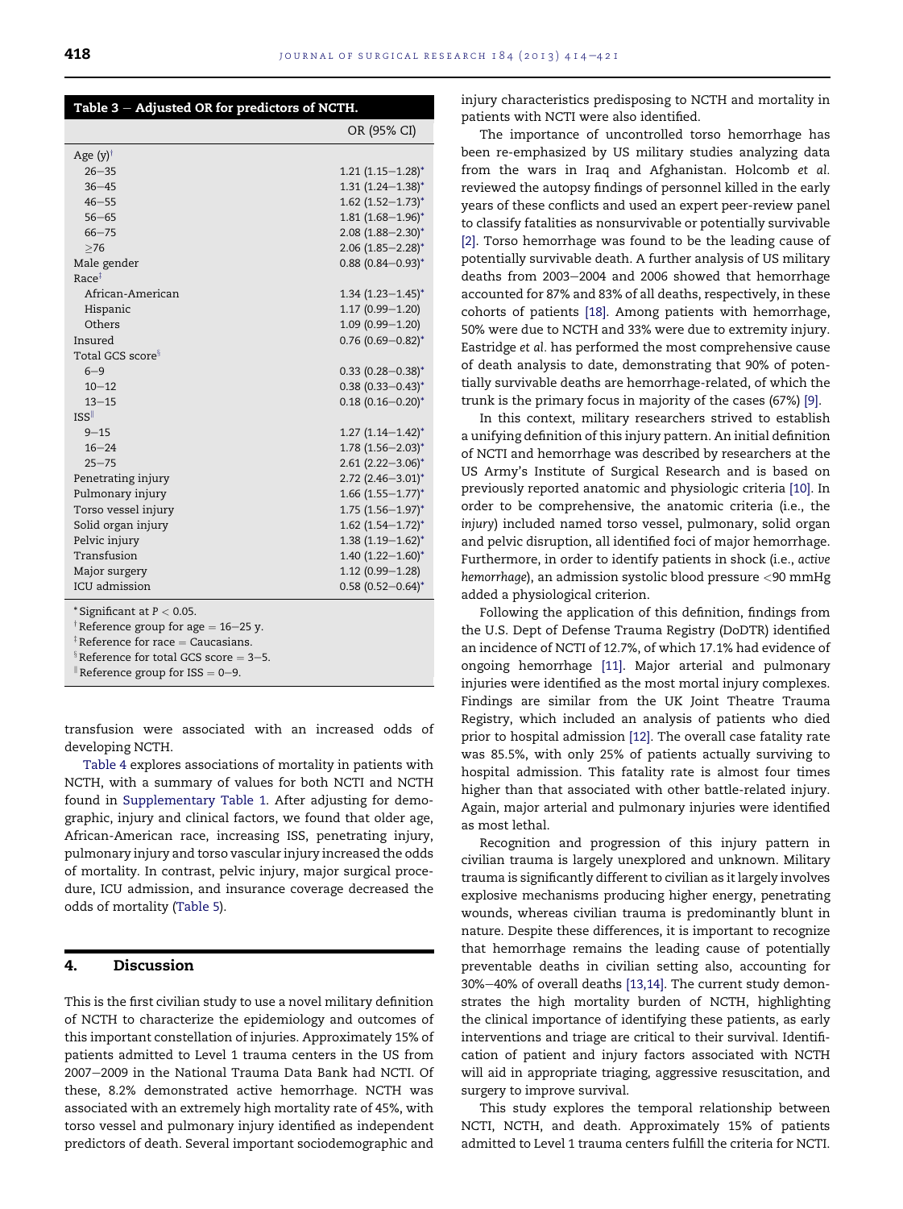**Table 3 – Adjusted OR for predictors of NCTH.**

| | OR (95% CI) |
|---|---|
| Age (y)[†] | |
| 26–35 | 1.21 (1.15–1.28)* |
| 36–45 | 1.31 (1.24–1.38)* |
| 46–55 | 1.62 (1.52–1.73)* |
| 56–65 | 1.81 (1.68–1.96)* |
| 66–75 | 2.08 (1.88–2.30)* |
| ≥76 | 2.06 (1.85–2.28)* |
| Male gender | 0.88 (0.84–0.93)* |
| Race[‡] | |
| African-American | 1.34 (1.23–1.45)* |
| Hispanic | 1.17 (0.99–1.20) |
| Others | 1.09 (0.99–1.20) |
| Insured | 0.76 (0.69–0.82)* |
| Total GCS score[§] | |
| 6–9 | 0.33 (0.28–0.38)* |
| 10–12 | 0.38 (0.33–0.43)* |
| 13–15 | 0.18 (0.16–0.20)* |
| ISS[‖] | |
| 9–15 | 1.27 (1.14–1.42)* |
| 16–24 | 1.78 (1.56–2.03)* |
| 25–75 | 2.61 (2.22–3.06)* |
| Penetrating injury | 2.72 (2.46–3.01)* |
| Pulmonary injury | 1.66 (1.55–1.77)* |
| Torso vessel injury | 1.75 (1.56–1.97)* |
| Solid organ injury | 1.62 (1.54–1.72)* |
| Pelvic injury | 1.38 (1.19–1.62)* |
| Transfusion | 1.40 (1.22–1.60)* |
| Major surgery | 1.12 (0.99–1.28) |
| ICU admission | 0.58 (0.52–0.64)* |

* Significant at $P < 0.05$.
[†] Reference group for age = 16–25 y.
[‡] Reference for race = Caucasians.
[§] Reference for total GCS score = 3–5.
[‖] Reference group for ISS = 0–9.

transfusion were associated with an increased odds of developing NCTH.

Table 4 explores associations of mortality in patients with NCTH, with a summary of values for both NCTI and NCTH found in Supplementary Table 1. After adjusting for demographic, injury and clinical factors, we found that older age, African-American race, increasing ISS, penetrating injury, pulmonary injury and torso vascular injury increased the odds of mortality. In contrast, pelvic injury, major surgical procedure, ICU admission, and insurance coverage decreased the odds of mortality (Table 5).

## 4. Discussion

This is the first civilian study to use a novel military definition of NCTH to characterize the epidemiology and outcomes of this important constellation of injuries. Approximately 15% of patients admitted to Level 1 trauma centers in the US from 2007–2009 in the National Trauma Data Bank had NCTI. Of these, 8.2% demonstrated active hemorrhage. NCTH was associated with an extremely high mortality rate of 45%, with torso vessel and pulmonary injury identified as independent predictors of death. Several important sociodemographic and injury characteristics predisposing to NCTH and mortality in patients with NCTI were also identified.

The importance of uncontrolled torso hemorrhage has been re-emphasized by US military studies analyzing data from the wars in Iraq and Afghanistan. Holcomb *et al.* reviewed the autopsy findings of personnel killed in the early years of these conflicts and used an expert peer-review panel to classify fatalities as nonsurvivable or potentially survivable [2]. Torso hemorrhage was found to be the leading cause of potentially survivable death. A further analysis of US military deaths from 2003–2004 and 2006 showed that hemorrhage accounted for 87% and 83% of all deaths, respectively, in these cohorts of patients [18]. Among patients with hemorrhage, 50% were due to NCTH and 33% were due to extremity injury. Eastridge *et al.* has performed the most comprehensive cause of death analysis to date, demonstrating that 90% of potentially survivable deaths are hemorrhage-related, of which the trunk is the primary focus in majority of the cases (67%) [9].

In this context, military researchers strived to establish a unifying definition of this injury pattern. An initial definition of NCTI and hemorrhage was described by researchers at the US Army's Institute of Surgical Research and is based on previously reported anatomic and physiologic criteria [10]. In order to be comprehensive, the anatomic criteria (i.e., the *injury*) included named torso vessel, pulmonary, solid organ and pelvic disruption, all identified foci of major hemorrhage. Furthermore, in order to identify patients in shock (i.e., *active hemorrhage*), an admission systolic blood pressure <90 mmHg added a physiological criterion.

Following the application of this definition, findings from the U.S. Dept of Defense Trauma Registry (DoDTR) identified an incidence of NCTI of 12.7%, of which 17.1% had evidence of ongoing hemorrhage [11]. Major arterial and pulmonary injuries were identified as the most mortal injury complexes. Findings are similar from the UK Joint Theatre Trauma Registry, which included an analysis of patients who died prior to hospital admission [12]. The overall case fatality rate was 85.5%, with only 25% of patients actually surviving to hospital admission. This fatality rate is almost four times higher than that associated with other battle-related injury. Again, major arterial and pulmonary injuries were identified as most lethal.

Recognition and progression of this injury pattern in civilian trauma is largely unexplored and unknown. Military trauma is significantly different to civilian as it largely involves explosive mechanisms producing higher energy, penetrating wounds, whereas civilian trauma is predominantly blunt in nature. Despite these differences, it is important to recognize that hemorrhage remains the leading cause of potentially preventable deaths in civilian setting also, accounting for 30%–40% of overall deaths [13,14]. The current study demonstrates the high mortality burden of NCTH, highlighting the clinical importance of identifying these patients, as early interventions and triage are critical to their survival. Identification of patient and injury factors associated with NCTH will aid in appropriate triaging, aggressive resuscitation, and surgery to improve survival.

This study explores the temporal relationship between NCTI, NCTH, and death. Approximately 15% of patients admitted to Level 1 trauma centers fulfill the criteria for NCTI.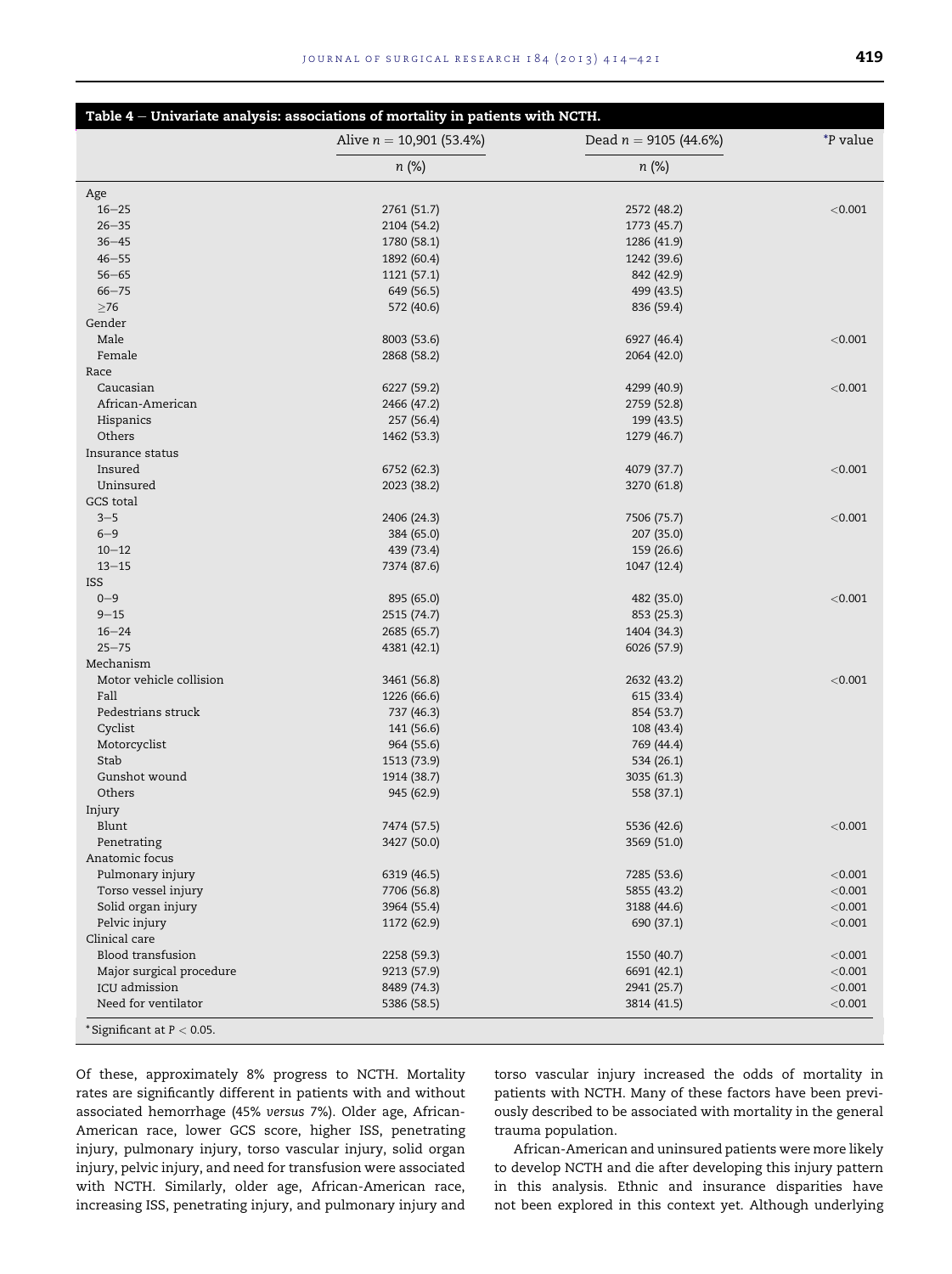**Table 4 – Univariate analysis: associations of mortality in patients with NCTH.**

| | Alive n = 10,901 (53.4%) | Dead n = 9105 (44.6%) | *P value |
|---|---|---|---|
| | n (%) | n (%) | |
| Age | | | |
| 16–25 | 2761 (51.7) | 2572 (48.2) | <0.001 |
| 26–35 | 2104 (54.2) | 1773 (45.7) | |
| 36–45 | 1780 (58.1) | 1286 (41.9) | |
| 46–55 | 1892 (60.4) | 1242 (39.6) | |
| 56–65 | 1121 (57.1) | 842 (42.9) | |
| 66–75 | 649 (56.5) | 499 (43.5) | |
| ≥76 | 572 (40.6) | 836 (59.4) | |
| Gender | | | |
| Male | 8003 (53.6) | 6927 (46.4) | <0.001 |
| Female | 2868 (58.2) | 2064 (42.0) | |
| Race | | | |
| Caucasian | 6227 (59.2) | 4299 (40.9) | <0.001 |
| African-American | 2466 (47.2) | 2759 (52.8) | |
| Hispanics | 257 (56.4) | 199 (43.5) | |
| Others | 1462 (53.3) | 1279 (46.7) | |
| Insurance status | | | |
| Insured | 6752 (62.3) | 4079 (37.7) | <0.001 |
| Uninsured | 2023 (38.2) | 3270 (61.8) | |
| GCS total | | | |
| 3–5 | 2406 (24.3) | 7506 (75.7) | <0.001 |
| 6–9 | 384 (65.0) | 207 (35.0) | |
| 10–12 | 439 (73.4) | 159 (26.6) | |
| 13–15 | 7374 (87.6) | 1047 (12.4) | |
| ISS | | | |
| 0–9 | 895 (65.0) | 482 (35.0) | <0.001 |
| 9–15 | 2515 (74.7) | 853 (25.3) | |
| 16–24 | 2685 (65.7) | 1404 (34.3) | |
| 25–75 | 4381 (42.1) | 6026 (57.9) | |
| Mechanism | | | |
| Motor vehicle collision | 3461 (56.8) | 2632 (43.2) | <0.001 |
| Fall | 1226 (66.6) | 615 (33.4) | |
| Pedestrians struck | 737 (46.3) | 854 (53.7) | |
| Cyclist | 141 (56.6) | 108 (43.4) | |
| Motorcyclist | 964 (55.6) | 769 (44.4) | |
| Stab | 1513 (73.9) | 534 (26.1) | |
| Gunshot wound | 1914 (38.7) | 3035 (61.3) | |
| Others | 945 (62.9) | 558 (37.1) | |
| Injury | | | |
| Blunt | 7474 (57.5) | 5536 (42.6) | <0.001 |
| Penetrating | 3427 (50.0) | 3569 (51.0) | |
| Anatomic focus | | | |
| Pulmonary injury | 6319 (46.5) | 7285 (53.6) | <0.001 |
| Torso vessel injury | 7706 (56.8) | 5855 (43.2) | <0.001 |
| Solid organ injury | 3964 (55.4) | 3188 (44.6) | <0.001 |
| Pelvic injury | 1172 (62.9) | 690 (37.1) | <0.001 |
| Clinical care | | | |
| Blood transfusion | 2258 (59.3) | 1550 (40.7) | <0.001 |
| Major surgical procedure | 9213 (57.9) | 6691 (42.1) | <0.001 |
| ICU admission | 8489 (74.3) | 2941 (25.7) | <0.001 |
| Need for ventilator | 5386 (58.5) | 3814 (41.5) | <0.001 |

*Significant at $P < 0.05$.

Of these, approximately 8% progress to NCTH. Mortality rates are significantly different in patients with and without associated hemorrhage (45% *versus* 7%). Older age, African-American race, lower GCS score, higher ISS, penetrating injury, pulmonary injury, torso vascular injury, solid organ injury, pelvic injury, and need for transfusion were associated with NCTH. Similarly, older age, African-American race, increasing ISS, penetrating injury, and pulmonary injury and torso vascular injury increased the odds of mortality in patients with NCTH. Many of these factors have been previously described to be associated with mortality in the general trauma population.

African-American and uninsured patients were more likely to develop NCTH and die after developing this injury pattern in this analysis. Ethnic and insurance disparities have not been explored in this context yet. Although underlying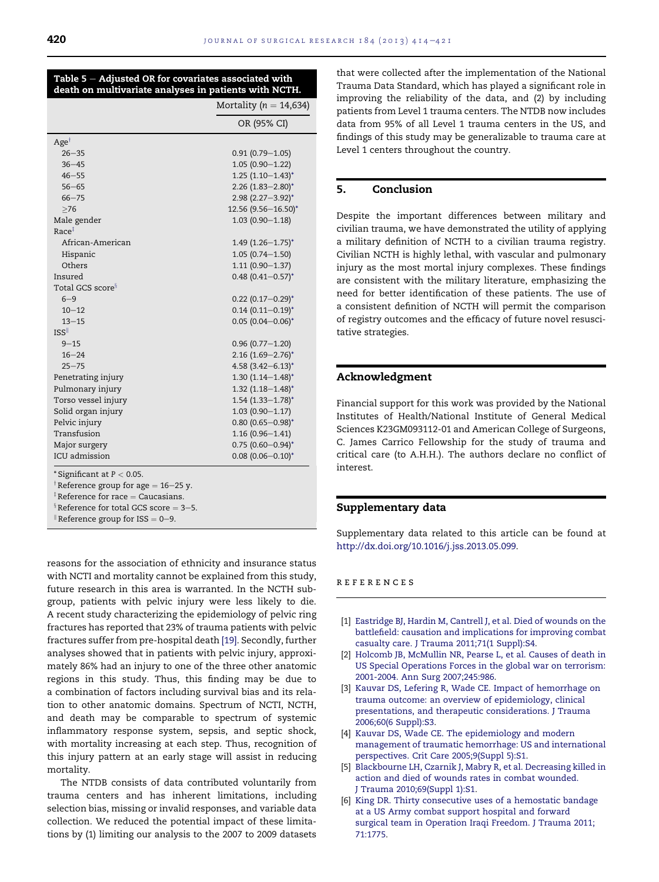**Table 5 – Adjusted OR for covariates associated with death on multivariate analyses in patients with NCTH.**

| | Mortality ($n = 14,634$) |
|---|---|
| | OR (95% CI) |
| Age[†] | |
| 26–35 | 0.91 (0.79–1.05) |
| 36–45 | 1.05 (0.90–1.22) |
| 46–55 | 1.25 (1.10–1.43)* |
| 56–65 | 2.26 (1.83–2.80)* |
| 66–75 | 2.98 (2.27–3.92)* |
| ≥76 | 12.56 (9.56–16.50)* |
| Male gender | 1.03 (0.90–1.18) |
| Race[‡] | |
| African-American | 1.49 (1.26–1.75)* |
| Hispanic | 1.05 (0.74–1.50) |
| Others | 1.11 (0.90–1.37) |
| Insured | 0.48 (0.41–0.57)* |
| Total GCS score[§] | |
| 6–9 | 0.22 (0.17–0.29)* |
| 10–12 | 0.14 (0.11–0.19)* |
| 13–15 | 0.05 (0.04–0.06)* |
| ISS[‖] | |
| 9–15 | 0.96 (0.77–1.20) |
| 16–24 | 2.16 (1.69–2.76)* |
| 25–75 | 4.58 (3.42–6.13)* |
| Penetrating injury | 1.30 (1.14–1.48)* |
| Pulmonary injury | 1.32 (1.18–1.48)* |
| Torso vessel injury | 1.54 (1.33–1.78)* |
| Solid organ injury | 1.03 (0.90–1.17) |
| Pelvic injury | 0.80 (0.65–0.98)* |
| Transfusion | 1.16 (0.96–1.41) |
| Major surgery | 0.75 (0.60–0.94)* |
| ICU admission | 0.08 (0.06–0.10)* |

\* Significant at $P < 0.05$.
[†] Reference group for age = 16–25 y.
[‡] Reference for race = Caucasians.
[§] Reference for total GCS score = 3–5.
[‖] Reference group for ISS = 0–9.

reasons for the association of ethnicity and insurance status with NCTI and mortality cannot be explained from this study, future research in this area is warranted. In the NCTH subgroup, patients with pelvic injury were less likely to die. A recent study characterizing the epidemiology of pelvic ring fractures has reported that 23% of trauma patients with pelvic fractures suffer from pre-hospital death [19]. Secondly, further analyses showed that in patients with pelvic injury, approximately 86% had an injury to one of the three other anatomic regions in this study. Thus, this finding may be due to a combination of factors including survival bias and its relation to other anatomic domains. Spectrum of NCTI, NCTH, and death may be comparable to spectrum of systemic inflammatory response system, sepsis, and septic shock, with mortality increasing at each step. Thus, recognition of this injury pattern at an early stage will assist in reducing mortality.

The NTDB consists of data contributed voluntarily from trauma centers and has inherent limitations, including selection bias, missing or invalid responses, and variable data collection. We reduced the potential impact of these limitations by (1) limiting our analysis to the 2007 to 2009 datasets that were collected after the implementation of the National Trauma Data Standard, which has played a significant role in improving the reliability of the data, and (2) by including patients from Level 1 trauma centers. The NTDB now includes data from 95% of all Level 1 trauma centers in the US, and findings of this study may be generalizable to trauma care at Level 1 centers throughout the country.

## 5. Conclusion

Despite the important differences between military and civilian trauma, we have demonstrated the utility of applying a military definition of NCTH to a civilian trauma registry. Civilian NCTH is highly lethal, with vascular and pulmonary injury as the most mortal injury complexes. These findings are consistent with the military literature, emphasizing the need for better identification of these patients. The use of a consistent definition of NCTH will permit the comparison of registry outcomes and the efficacy of future novel resuscitative strategies.

## Acknowledgment

Financial support for this work was provided by the National Institutes of Health/National Institute of General Medical Sciences K23GM093112-01 and American College of Surgeons, C. James Carrico Fellowship for the study of trauma and critical care (to A.H.H.). The authors declare no conflict of interest.

## Supplementary data

Supplementary data related to this article can be found at http://dx.doi.org/10.1016/j.jss.2013.05.099.

## References

[1] Eastridge BJ, Hardin M, Cantrell J, et al. Died of wounds on the battlefield: causation and implications for improving combat casualty care. J Trauma 2011;71(1 Suppl):S4.

[2] Holcomb JB, McMullin NR, Pearse L, et al. Causes of death in US Special Operations Forces in the global war on terrorism: 2001-2004. Ann Surg 2007;245:986.

[3] Kauvar DS, Lefering R, Wade CE. Impact of hemorrhage on trauma outcome: an overview of epidemiology, clinical presentations, and therapeutic considerations. J Trauma 2006;60(6 Suppl):S3.

[4] Kauvar DS, Wade CE. The epidemiology and modern management of traumatic hemorrhage: US and international perspectives. Crit Care 2005;9(Suppl 5):S1.

[5] Blackbourne LH, Czarnik J, Mabry R, et al. Decreasing killed in action and died of wounds rates in combat wounded. J Trauma 2010;69(Suppl 1):S1.

[6] King DR. Thirty consecutive uses of a hemostatic bandage at a US Army combat support hospital and forward surgical team in Operation Iraqi Freedom. J Trauma 2011; 71:1775.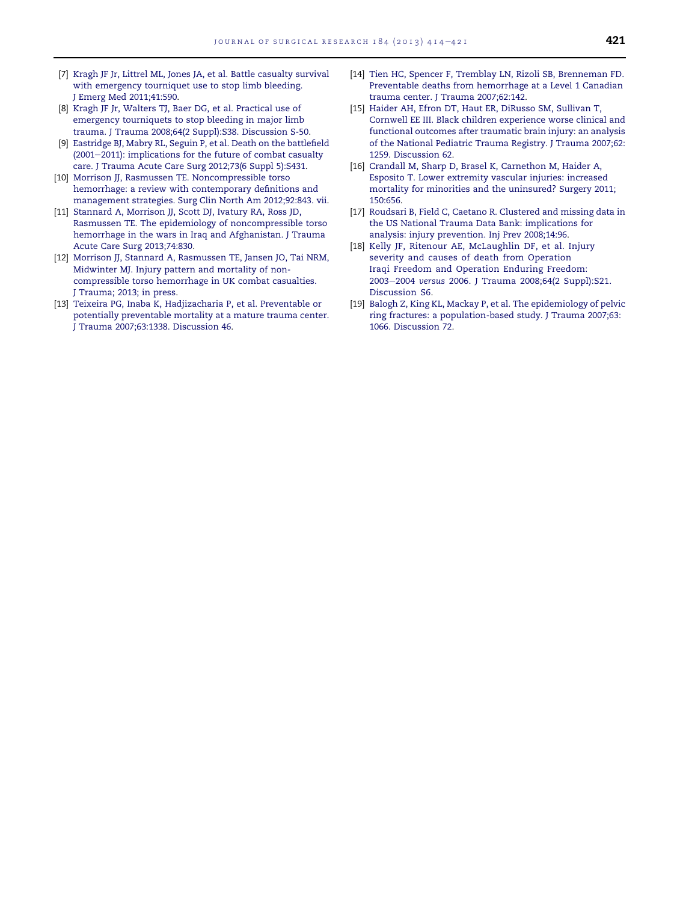[7] Kragh JF Jr, Littrel ML, Jones JA, et al. Battle casualty survival with emergency tourniquet use to stop limb bleeding. J Emerg Med 2011;41:590.

[8] Kragh JF Jr, Walters TJ, Baer DG, et al. Practical use of emergency tourniquets to stop bleeding in major limb trauma. J Trauma 2008;64(2 Suppl):S38. Discussion S-50.

[9] Eastridge BJ, Mabry RL, Seguin P, et al. Death on the battlefield (2001–2011): implications for the future of combat casualty care. J Trauma Acute Care Surg 2012;73(6 Suppl 5):S431.

[10] Morrison JJ, Rasmussen TE. Noncompressible torso hemorrhage: a review with contemporary definitions and management strategies. Surg Clin North Am 2012;92:843. vii.

[11] Stannard A, Morrison JJ, Scott DJ, Ivatury RA, Ross JD, Rasmussen TE. The epidemiology of noncompressible torso hemorrhage in the wars in Iraq and Afghanistan. J Trauma Acute Care Surg 2013;74:830.

[12] Morrison JJ, Stannard A, Rasmussen TE, Jansen JO, Tai NRM, Midwinter MJ. Injury pattern and mortality of non-compressible torso hemorrhage in UK combat casualties. J Trauma; 2013; in press.

[13] Teixeira PG, Inaba K, Hadjizacharia P, et al. Preventable or potentially preventable mortality at a mature trauma center. J Trauma 2007;63:1338. Discussion 46.

[14] Tien HC, Spencer F, Tremblay LN, Rizoli SB, Brenneman FD. Preventable deaths from hemorrhage at a Level 1 Canadian trauma center. J Trauma 2007;62:142.

[15] Haider AH, Efron DT, Haut ER, DiRusso SM, Sullivan T, Cornwell EE III. Black children experience worse clinical and functional outcomes after traumatic brain injury: an analysis of the National Pediatric Trauma Registry. J Trauma 2007;62:1259. Discussion 62.

[16] Crandall M, Sharp D, Brasel K, Carnethon M, Haider A, Esposito T. Lower extremity vascular injuries: increased mortality for minorities and the uninsured? Surgery 2011;150:656.

[17] Roudsari B, Field C, Caetano R. Clustered and missing data in the US National Trauma Data Bank: implications for analysis: injury prevention. Inj Prev 2008;14:96.

[18] Kelly JF, Ritenour AE, McLaughlin DF, et al. Injury severity and causes of death from Operation Iraqi Freedom and Operation Enduring Freedom: 2003–2004 *versus* 2006. J Trauma 2008;64(2 Suppl):S21. Discussion S6.

[19] Balogh Z, King KL, Mackay P, et al. The epidemiology of pelvic ring fractures: a population-based study. J Trauma 2007;63:1066. Discussion 72.